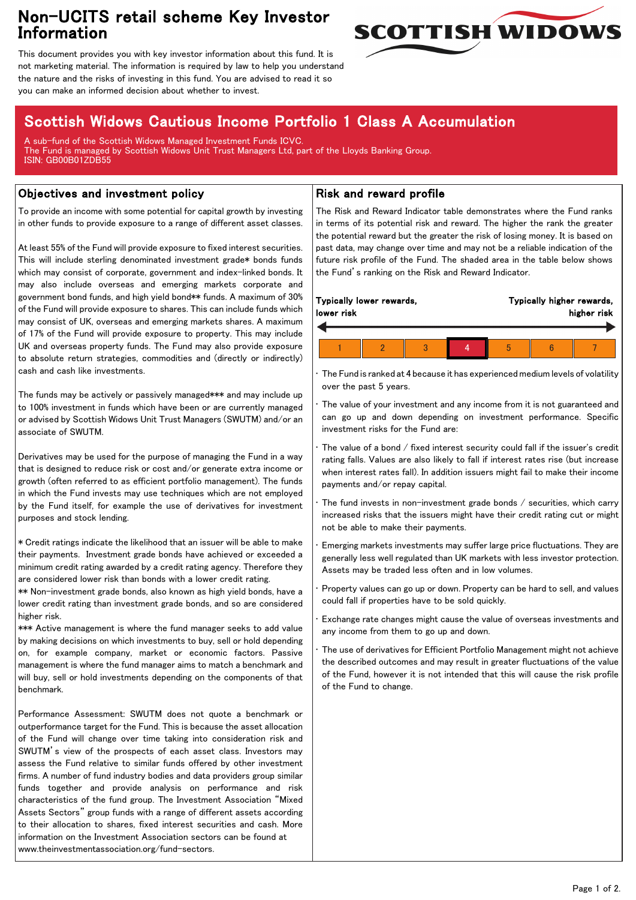# Non-UCITS retail scheme Key Investor Information

This document provides you with key investor information about this fund. It is not marketing material. The information is required by law to help you understand the nature and the risks of investing in this fund. You are advised to read it so you can make an informed decision about whether to invest.

## Scottish Widows Cautious Income Portfolio 1 Class A Accumulation

A sub-fund of the Scottish Widows Managed Investment Funds ICVC.
The Fund is managed by Scottish Widows Unit Trust Managers Ltd, part of the Lloyds Banking Group.
ISIN: GB00B01ZDB55

### Objectives and investment policy

To provide an income with some potential for capital growth by investing in other funds to provide exposure to a range of different asset classes.

At least 55% of the Fund will provide exposure to fixed interest securities. This will include sterling denominated investment grade* bonds funds which may consist of corporate, government and index-linked bonds. It may also include overseas and emerging markets corporate and government bond funds, and high yield bond** funds. A maximum of 30% of the Fund will provide exposure to shares. This can include funds which may consist of UK, overseas and emerging markets shares. A maximum of 17% of the Fund will provide exposure to property. This may include UK and overseas property funds. The Fund may also provide exposure to absolute return strategies, commodities and (directly or indirectly) cash and cash like investments.

The funds may be actively or passively managed*** and may include up to 100% investment in funds which have been or are currently managed or advised by Scottish Widows Unit Trust Managers (SWUTM) and/or an associate of SWUTM.

Derivatives may be used for the purpose of managing the Fund in a way that is designed to reduce risk or cost and/or generate extra income or growth (often referred to as efficient portfolio management). The funds in which the Fund invests may use techniques which are not employed by the Fund itself, for example the use of derivatives for investment purposes and stock lending.

* Credit ratings indicate the likelihood that an issuer will be able to make their payments. Investment grade bonds have achieved or exceeded a minimum credit rating awarded by a credit rating agency. Therefore they are considered lower risk than bonds with a lower credit rating.
** Non-investment grade bonds, also known as high yield bonds, have a lower credit rating than investment grade bonds, and so are considered higher risk.
*** Active management is where the fund manager seeks to add value by making decisions on which investments to buy, sell or hold depending on, for example company, market or economic factors. Passive management is where the fund manager aims to match a benchmark and will buy, sell or hold investments depending on the components of that benchmark.

Performance Assessment: SWUTM does not quote a benchmark or outperformance target for the Fund. This is because the asset allocation of the Fund will change over time taking into consideration risk and SWUTM's view of the prospects of each asset class. Investors may assess the Fund relative to similar funds offered by other investment firms. A number of fund industry bodies and data providers group similar funds together and provide analysis on performance and risk characteristics of the fund group. The Investment Association "Mixed Assets Sectors" group funds with a range of different assets according to their allocation to shares, fixed interest securities and cash. More information on the Investment Association sectors can be found at www.theinvestmentassociation.org/fund-sectors.

### Risk and reward profile

The Risk and Reward Indicator table demonstrates where the Fund ranks in terms of its potential risk and reward. The higher the rank the greater the potential reward but the greater the risk of losing money. It is based on past data, may change over time and may not be a reliable indication of the future risk profile of the Fund. The shaded area in the table below shows the Fund's ranking on the Risk and Reward Indicator.

**Typically lower rewards, lower risk** — **Typically higher rewards, higher risk**

| 1 | 2 | 3 | **4** | 5 | 6 | 7 |
|---|---|---|---|---|---|---|

- The Fund is ranked at 4 because it has experienced medium levels of volatility over the past 5 years.
- The value of your investment and any income from it is not guaranteed and can go up and down depending on investment performance. Specific investment risks for the Fund are:
- The value of a bond / fixed interest security could fall if the issuer's credit rating falls. Values are also likely to fall if interest rates rise (but increase when interest rates fall). In addition issuers might fail to make their income payments and/or repay capital.
- The fund invests in non-investment grade bonds / securities, which carry increased risks that the issuers might have their credit rating cut or might not be able to make their payments.
- Emerging markets investments may suffer large price fluctuations. They are generally less well regulated than UK markets with less investor protection. Assets may be traded less often and in low volumes.
- Property values can go up or down. Property can be hard to sell, and values could fall if properties have to be sold quickly.
- Exchange rate changes might cause the value of overseas investments and any income from them to go up and down.
- The use of derivatives for Efficient Portfolio Management might not achieve the described outcomes and may result in greater fluctuations of the value of the Fund, however it is not intended that this will cause the risk profile of the Fund to change.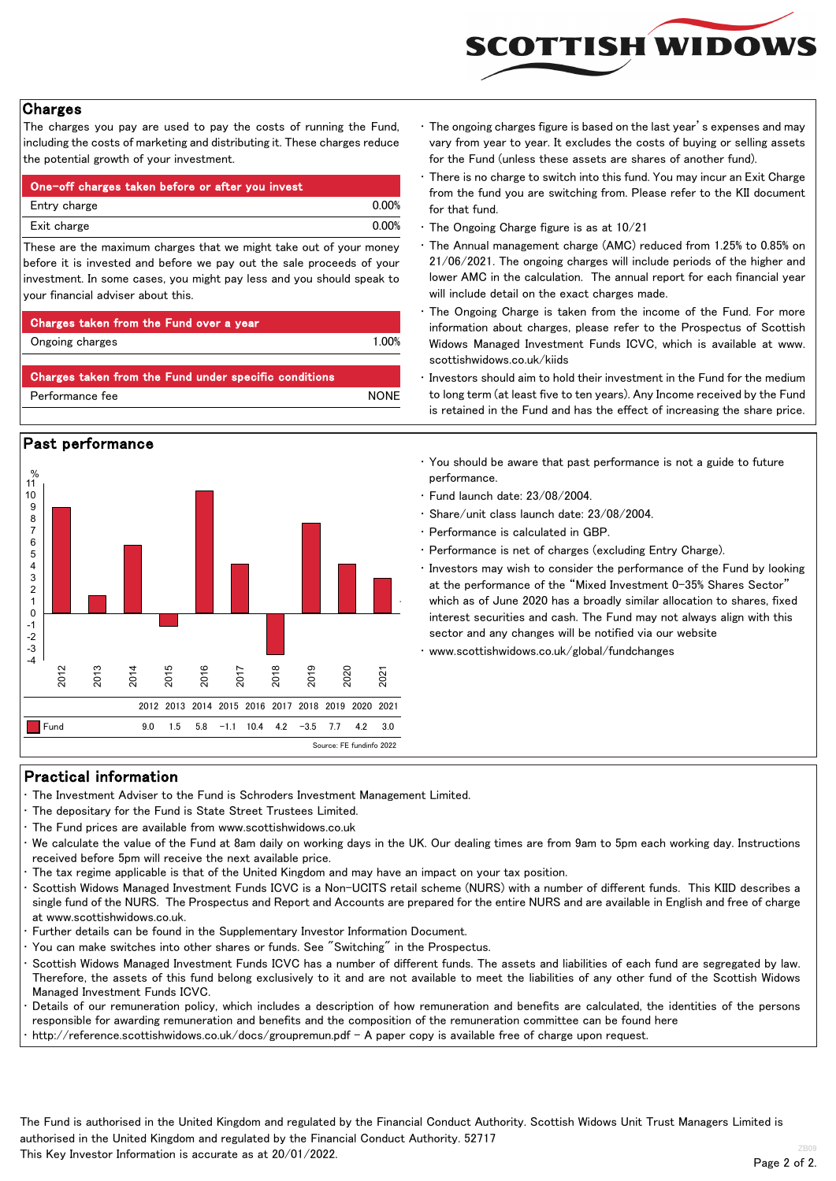## Charges

The charges you pay are used to pay the costs of running the Fund, including the costs of marketing and distributing it. These charges reduce the potential growth of your investment.

| One-off charges taken before or after you invest | |
|---|---|
| Entry charge | 0.00% |
| Exit charge | 0.00% |

These are the maximum charges that we might take out of your money before it is invested and before we pay out the sale proceeds of your investment. In some cases, you might pay less and you should speak to your financial adviser about this.

| Charges taken from the Fund over a year | |
|---|---|
| Ongoing charges | 1.00% |

| Charges taken from the Fund under specific conditions | |
|---|---|
| Performance fee | NONE |

- The ongoing charges figure is based on the last year's expenses and may vary from year to year. It excludes the costs of buying or selling assets for the Fund (unless these assets are shares of another fund).
- There is no charge to switch into this fund. You may incur an Exit Charge from the fund you are switching from. Please refer to the KII document for that fund.
- The Ongoing Charge figure is as at 10/21
- The Annual management charge (AMC) reduced from 1.25% to 0.85% on 21/06/2021. The ongoing charges will include periods of the higher and lower AMC in the calculation. The annual report for each financial year will include detail on the exact charges made.
- The Ongoing Charge is taken from the income of the Fund. For more information about charges, please refer to the Prospectus of Scottish Widows Managed Investment Funds ICVC, which is available at www.scottishwidows.co.uk/kiids
- Investors should aim to hold their investment in the Fund for the medium to long term (at least five to ten years). Any Income received by the Fund is retained in the Fund and has the effect of increasing the share price.

## Past performance

%

11 10 9 8 7 6 5 4 3 2 1 0 -1 -2 -3 -4

2012 2013 2014 2015 2016 2017 2018 2019 2020 2021

| | 2012 | 2013 | 2014 | 2015 | 2016 | 2017 | 2018 | 2019 | 2020 | 2021 |
|---|---|---|---|---|---|---|---|---|---|---|
| Fund | 9.0 | 1.5 | 5.8 | −1.1 | 10.4 | 4.2 | −3.5 | 7.7 | 4.2 | 3.0 |

Source: FE fundinfo 2022

- You should be aware that past performance is not a guide to future performance.
- Fund launch date: 23/08/2004.
- Share/unit class launch date: 23/08/2004.
- Performance is calculated in GBP.
- Performance is net of charges (excluding Entry Charge).
- Investors may wish to consider the performance of the Fund by looking at the performance of the "Mixed Investment 0-35% Shares Sector" which as of June 2020 has a broadly similar allocation to shares, fixed interest securities and cash. The Fund may not always align with this sector and any changes will be notified via our website
- www.scottishwidows.co.uk/global/fundchanges

## Practical information

- The Investment Adviser to the Fund is Schroders Investment Management Limited.
- The depositary for the Fund is State Street Trustees Limited.
- The Fund prices are available from www.scottishwidows.co.uk
- We calculate the value of the Fund at 8am daily on working days in the UK. Our dealing times are from 9am to 5pm each working day. Instructions received before 5pm will receive the next available price.
- The tax regime applicable is that of the United Kingdom and may have an impact on your tax position.
- Scottish Widows Managed Investment Funds ICVC is a Non-UCITS retail scheme (NURS) with a number of different funds. This KIID describes a single fund of the NURS. The Prospectus and Report and Accounts are prepared for the entire NURS and are available in English and free of charge at www.scottishwidows.co.uk.
- Further details can be found in the Supplementary Investor Information Document.
- You can make switches into other shares or funds. See "Switching" in the Prospectus.
- Scottish Widows Managed Investment Funds ICVC has a number of different funds. The assets and liabilities of each fund are segregated by law. Therefore, the assets of this fund belong exclusively to it and are not available to meet the liabilities of any other fund of the Scottish Widows Managed Investment Funds ICVC.
- Details of our remuneration policy, which includes a description of how remuneration and benefits are calculated, the identities of the persons responsible for awarding remuneration and benefits and the composition of the remuneration committee can be found here
- http://reference.scottishwidows.co.uk/docs/grouppremun.pdf – A paper copy is available free of charge upon request.

The Fund is authorised in the United Kingdom and regulated by the Financial Conduct Authority. Scottish Widows Unit Trust Managers Limited is authorised in the United Kingdom and regulated by the Financial Conduct Authority. 52717
This Key Investor Information is accurate as at 20/01/2022.